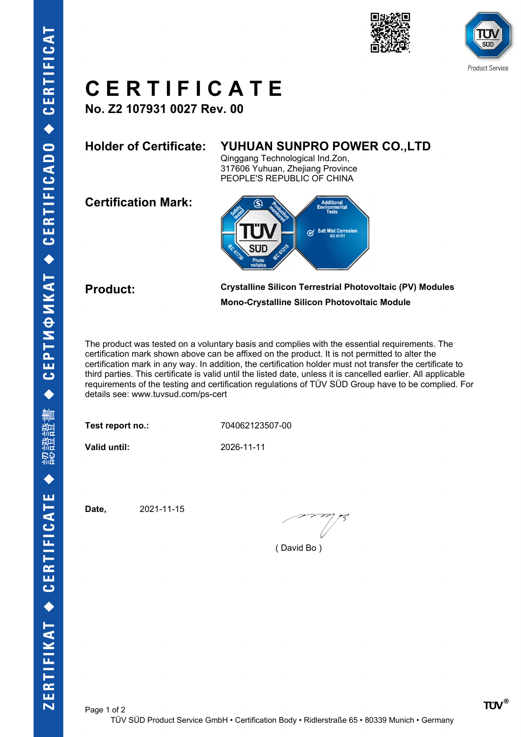# CERTIFICATE

**No. Z2 107931 0027 Rev. 00**

**Holder of Certificate:** **YUHUAN SUNPRO POWER CO.,LTD**
Qinggang Technological Ind.Zon,
317606 Yuhuan, Zhejiang Province
PEOPLE'S REPUBLIC OF CHINA

**Certification Mark:**

**Product:** **Crystalline Silicon Terrestrial Photovoltaic (PV) Modules**
**Mono-Crystalline Silicon Photovoltaic Module**

The product was tested on a voluntary basis and complies with the essential requirements. The certification mark shown above can be affixed on the product. It is not permitted to alter the certification mark in any way. In addition, the certification holder must not transfer the certificate to third parties. This certificate is valid until the listed date, unless it is cancelled earlier. All applicable requirements of the testing and certification regulations of TÜV SÜD Group have to be complied. For details see: www.tuvsud.com/ps-cert

**Test report no.:** 704062123507-00

**Valid until:** 2026-11-11

**Date,** 2021-11-15

( David Bo )

TÜV SÜD Product Service GmbH • Certification Body • Ridlerstraße 65 • 80339 Munich • Germany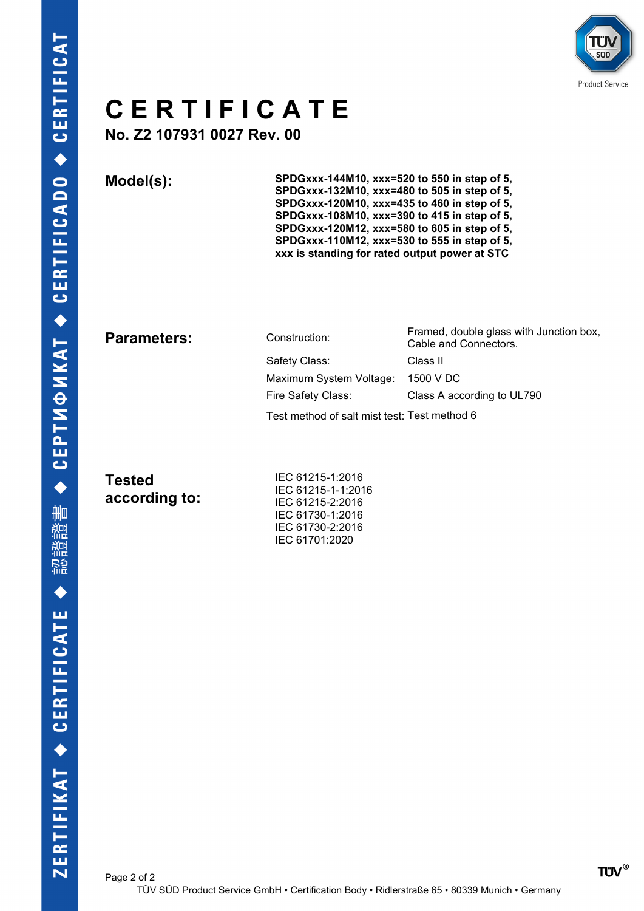# CERTIFICATE

**No. Z2 107931 0027 Rev. 00**

**Model(s):**

**SPDGxxx-144M10, xxx=520 to 550 in step of 5,**
**SPDGxxx-132M10, xxx=480 to 505 in step of 5,**
**SPDGxxx-120M10, xxx=435 to 460 in step of 5,**
**SPDGxxx-108M10, xxx=390 to 415 in step of 5,**
**SPDGxxx-120M12, xxx=580 to 605 in step of 5,**
**SPDGxxx-110M12, xxx=530 to 555 in step of 5,**
**xxx is standing for rated output power at STC**

**Parameters:**

| | |
|---|---|
| Construction: | Framed, double glass with Junction box, Cable and Connectors. |
| Safety Class: | Class II |
| Maximum System Voltage: | 1500 V DC |
| Fire Safety Class: | Class A according to UL790 |
| Test method of salt mist test: | Test method 6 |

**Tested according to:**

IEC 61215-1:2016
IEC 61215-1-1:2016
IEC 61215-2:2016
IEC 61730-1:2016
IEC 61730-2:2016
IEC 61701:2020

TÜV SÜD Product Service GmbH • Certification Body • Ridlerstraße 65 • 80339 Munich • Germany